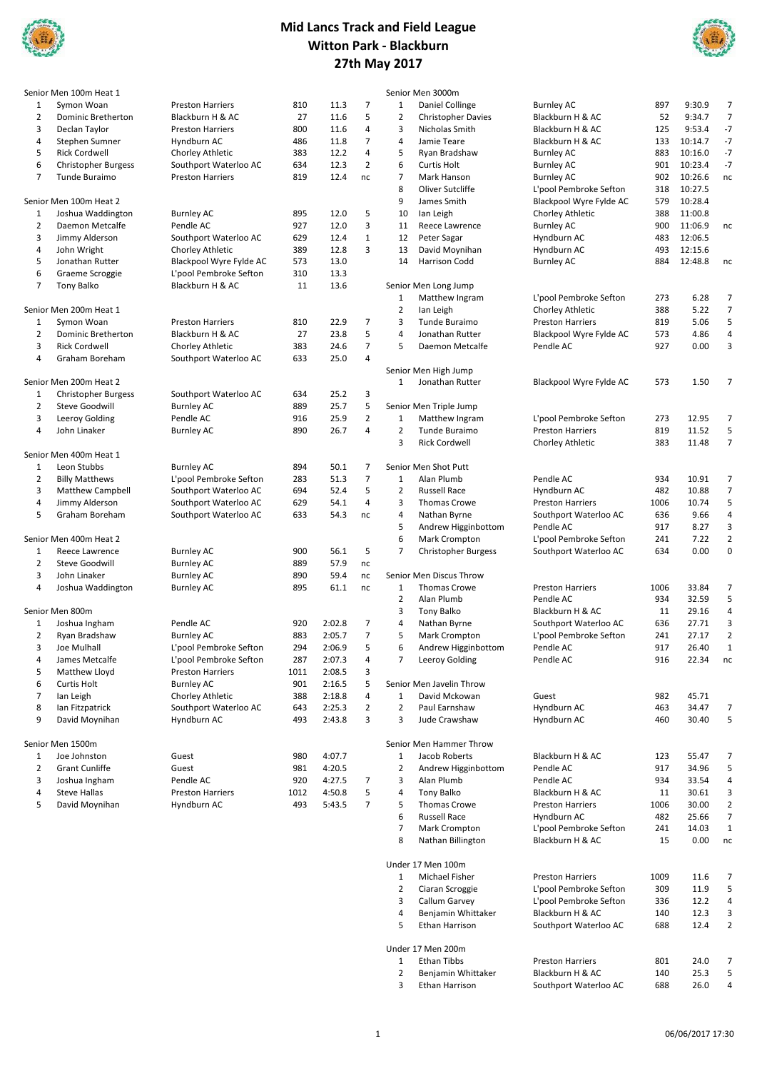# Mid Lancs Track and Field League
## Witton Park - Blackburn
## 27th May 2017

### Senior Men 100m Heat 1

| Pos | Name | Club | No | Perf | Pts |
|---|---|---|---|---|---|
| 1 | Symon Woan | Preston Harriers | 810 | 11.3 | 7 |
| 2 | Dominic Bretherton | Blackburn H & AC | 27 | 11.6 | 5 |
| 3 | Declan Taylor | Preston Harriers | 800 | 11.6 | 4 |
| 4 | Stephen Sumner | Hyndburn AC | 486 | 11.8 | 7 |
| 5 | Rick Cordwell | Chorley Athletic | 383 | 12.2 | 4 |
| 6 | Christopher Burgess | Southport Waterloo AC | 634 | 12.3 | 2 |
| 7 | Tunde Buraimo | Preston Harriers | 819 | 12.4 | nc |

### Senior Men 100m Heat 2

| Pos | Name | Club | No | Perf | Pts |
|---|---|---|---|---|---|
| 1 | Joshua Waddington | Burnley AC | 895 | 12.0 | 5 |
| 2 | Daemon Metcalfe | Pendle AC | 927 | 12.0 | 3 |
| 3 | Jimmy Alderson | Southport Waterloo AC | 629 | 12.4 | 1 |
| 4 | John Wright | Chorley Athletic | 389 | 12.8 | 3 |
| 5 | Jonathan Rutter | Blackpool Wyre Fylde AC | 573 | 13.0 | |
| 6 | Graeme Scroggie | L'pool Pembroke Sefton | 310 | 13.3 | |
| 7 | Tony Balko | Blackburn H & AC | 11 | 13.6 | |

### Senior Men 200m Heat 1

| Pos | Name | Club | No | Perf | Pts |
|---|---|---|---|---|---|
| 1 | Symon Woan | Preston Harriers | 810 | 22.9 | 7 |
| 2 | Dominic Bretherton | Blackburn H & AC | 27 | 23.8 | 5 |
| 3 | Rick Cordwell | Chorley Athletic | 383 | 24.6 | 7 |
| 4 | Graham Boreham | Southport Waterloo AC | 633 | 25.0 | 4 |

### Senior Men 200m Heat 2

| Pos | Name | Club | No | Perf | Pts |
|---|---|---|---|---|---|
| 1 | Christopher Burgess | Southport Waterloo AC | 634 | 25.2 | 3 |
| 2 | Steve Goodwill | Burnley AC | 889 | 25.7 | 5 |
| 3 | Leeroy Golding | Pendle AC | 916 | 25.9 | 2 |
| 4 | John Linaker | Burnley AC | 890 | 26.7 | 4 |

### Senior Men 400m Heat 1

| Pos | Name | Club | No | Perf | Pts |
|---|---|---|---|---|---|
| 1 | Leon Stubbs | Burnley AC | 894 | 50.1 | 7 |
| 2 | Billy Matthews | L'pool Pembroke Sefton | 283 | 51.3 | 7 |
| 3 | Matthew Campbell | Southport Waterloo AC | 694 | 52.4 | 5 |
| 4 | Jimmy Alderson | Southport Waterloo AC | 629 | 54.1 | 4 |
| 5 | Graham Boreham | Southport Waterloo AC | 633 | 54.3 | nc |

### Senior Men 400m Heat 2

| Pos | Name | Club | No | Perf | Pts |
|---|---|---|---|---|---|
| 1 | Reece Lawrence | Burnley AC | 900 | 56.1 | 5 |
| 2 | Steve Goodwill | Burnley AC | 889 | 57.9 | nc |
| 3 | John Linaker | Burnley AC | 890 | 59.4 | nc |
| 4 | Joshua Waddington | Burnley AC | 895 | 61.1 | nc |

### Senior Men 800m

| Pos | Name | Club | No | Perf | Pts |
|---|---|---|---|---|---|
| 1 | Joshua Ingham | Pendle AC | 920 | 2:02.8 | 7 |
| 2 | Ryan Bradshaw | Burnley AC | 883 | 2:05.7 | 7 |
| 3 | Joe Mulhall | L'pool Pembroke Sefton | 294 | 2:06.9 | 5 |
| 4 | James Metcalfe | L'pool Pembroke Sefton | 287 | 2:07.3 | 4 |
| 5 | Matthew Lloyd | Preston Harriers | 1011 | 2:08.5 | 3 |
| 6 | Curtis Holt | Burnley AC | 901 | 2:16.5 | 5 |
| 7 | Ian Leigh | Chorley Athletic | 388 | 2:18.8 | 4 |
| 8 | Ian Fitzpatrick | Southport Waterloo AC | 643 | 2:25.3 | 2 |
| 9 | David Moynihan | Hyndburn AC | 493 | 2:43.8 | 3 |

### Senior Men 1500m

| Pos | Name | Club | No | Perf | Pts |
|---|---|---|---|---|---|
| 1 | Joe Johnston | Guest | 980 | 4:07.7 | |
| 2 | Grant Cunliffe | Guest | 981 | 4:20.5 | |
| 3 | Joshua Ingham | Pendle AC | 920 | 4:27.5 | 7 |
| 4 | Steve Hallas | Preston Harriers | 1012 | 4:50.8 | 5 |
| 5 | David Moynihan | Hyndburn AC | 493 | 5:43.5 | 7 |

### Senior Men 3000m

| Pos | Name | Club | No | Perf | Pts |
|---|---|---|---|---|---|
| 1 | Daniel Collinge | Burnley AC | 897 | 9:30.9 | 7 |
| 2 | Christopher Davies | Blackburn H & AC | 52 | 9:34.7 | 7 |
| 3 | Nicholas Smith | Blackburn H & AC | 125 | 9:53.4 | -7 |
| 4 | Jamie Teare | Blackburn H & AC | 133 | 10:14.7 | -7 |
| 5 | Ryan Bradshaw | Burnley AC | 883 | 10:16.0 | -7 |
| 6 | Curtis Holt | Burnley AC | 901 | 10:23.4 | -7 |
| 7 | Mark Hanson | Burnley AC | 902 | 10:26.6 | nc |
| 8 | Oliver Sutcliffe | L'pool Pembroke Sefton | 318 | 10:27.5 | |
| 9 | James Smith | Blackpool Wyre Fylde AC | 579 | 10:28.4 | |
| 10 | Ian Leigh | Chorley Athletic | 388 | 11:00.8 | |
| 11 | Reece Lawrence | Burnley AC | 900 | 11:06.9 | nc |
| 12 | Peter Sagar | Hyndburn AC | 483 | 12:06.5 | |
| 13 | David Moynihan | Hyndburn AC | 493 | 12:15.6 | |
| 14 | Harrison Codd | Burnley AC | 884 | 12:48.8 | nc |

### Senior Men Long Jump

| Pos | Name | Club | No | Perf | Pts |
|---|---|---|---|---|---|
| 1 | Matthew Ingram | L'pool Pembroke Sefton | 273 | 6.28 | 7 |
| 2 | Ian Leigh | Chorley Athletic | 388 | 5.22 | 7 |
| 3 | Tunde Buraimo | Preston Harriers | 819 | 5.06 | 5 |
| 4 | Jonathan Rutter | Blackpool Wyre Fylde AC | 573 | 4.86 | 4 |
| 5 | Daemon Metcalfe | Pendle AC | 927 | 0.00 | 3 |

### Senior Men High Jump

| Pos | Name | Club | No | Perf | Pts |
|---|---|---|---|---|---|
| 1 | Jonathan Rutter | Blackpool Wyre Fylde AC | 573 | 1.50 | 7 |

### Senior Men Triple Jump

| Pos | Name | Club | No | Perf | Pts |
|---|---|---|---|---|---|
| 1 | Matthew Ingram | L'pool Pembroke Sefton | 273 | 12.95 | 7 |
| 2 | Tunde Buraimo | Preston Harriers | 819 | 11.52 | 5 |
| 3 | Rick Cordwell | Chorley Athletic | 383 | 11.48 | 7 |

### Senior Men Shot Putt

| Pos | Name | Club | No | Perf | Pts |
|---|---|---|---|---|---|
| 1 | Alan Plumb | Pendle AC | 934 | 10.91 | 7 |
| 2 | Russell Race | Hyndburn AC | 482 | 10.88 | 7 |
| 3 | Thomas Crowe | Preston Harriers | 1006 | 10.74 | 5 |
| 4 | Nathan Byrne | Southport Waterloo AC | 636 | 9.66 | 4 |
| 5 | Andrew Higginbottom | Pendle AC | 917 | 8.27 | 3 |
| 6 | Mark Crompton | L'pool Pembroke Sefton | 241 | 7.22 | 2 |
| 7 | Christopher Burgess | Southport Waterloo AC | 634 | 0.00 | 0 |

### Senior Men Discus Throw

| Pos | Name | Club | No | Perf | Pts |
|---|---|---|---|---|---|
| 1 | Thomas Crowe | Preston Harriers | 1006 | 33.84 | 7 |
| 2 | Alan Plumb | Pendle AC | 934 | 32.59 | 5 |
| 3 | Tony Balko | Blackburn H & AC | 11 | 29.16 | 4 |
| 4 | Nathan Byrne | Southport Waterloo AC | 636 | 27.71 | 3 |
| 5 | Mark Crompton | L'pool Pembroke Sefton | 241 | 27.17 | 2 |
| 6 | Andrew Higginbottom | Pendle AC | 917 | 26.40 | 1 |
| 7 | Leeroy Golding | Pendle AC | 916 | 22.34 | nc |

### Senior Men Javelin Throw

| Pos | Name | Club | No | Perf | Pts |
|---|---|---|---|---|---|
| 1 | David Mckowan | Guest | 982 | 45.71 | |
| 2 | Paul Earnshaw | Hyndburn AC | 463 | 34.47 | 7 |
| 3 | Jude Crawshaw | Hyndburn AC | 460 | 30.40 | 5 |

### Senior Men Hammer Throw

| Pos | Name | Club | No | Perf | Pts |
|---|---|---|---|---|---|
| 1 | Jacob Roberts | Blackburn H & AC | 123 | 55.47 | 7 |
| 2 | Andrew Higginbottom | Pendle AC | 917 | 34.96 | 5 |
| 3 | Alan Plumb | Pendle AC | 934 | 33.54 | 4 |
| 4 | Tony Balko | Blackburn H & AC | 11 | 30.61 | 3 |
| 5 | Thomas Crowe | Preston Harriers | 1006 | 30.00 | 2 |
| 6 | Russell Race | Hyndburn AC | 482 | 25.66 | 7 |
| 7 | Mark Crompton | L'pool Pembroke Sefton | 241 | 14.03 | 1 |
| 8 | Nathan Billington | Blackburn H & AC | 15 | 0.00 | nc |

### Under 17 Men 100m

| Pos | Name | Club | No | Perf | Pts |
|---|---|---|---|---|---|
| 1 | Michael Fisher | Preston Harriers | 1009 | 11.6 | 7 |
| 2 | Ciaran Scroggie | L'pool Pembroke Sefton | 309 | 11.9 | 5 |
| 3 | Callum Garvey | L'pool Pembroke Sefton | 336 | 12.2 | 4 |
| 4 | Benjamin Whittaker | Blackburn H & AC | 140 | 12.3 | 3 |
| 5 | Ethan Harrison | Southport Waterloo AC | 688 | 12.4 | 2 |

### Under 17 Men 200m

| Pos | Name | Club | No | Perf | Pts |
|---|---|---|---|---|---|
| 1 | Ethan Tibbs | Preston Harriers | 801 | 24.0 | 7 |
| 2 | Benjamin Whittaker | Blackburn H & AC | 140 | 25.3 | 5 |
| 3 | Ethan Harrison | Southport Waterloo AC | 688 | 26.0 | 4 |

06/06/2017 17:30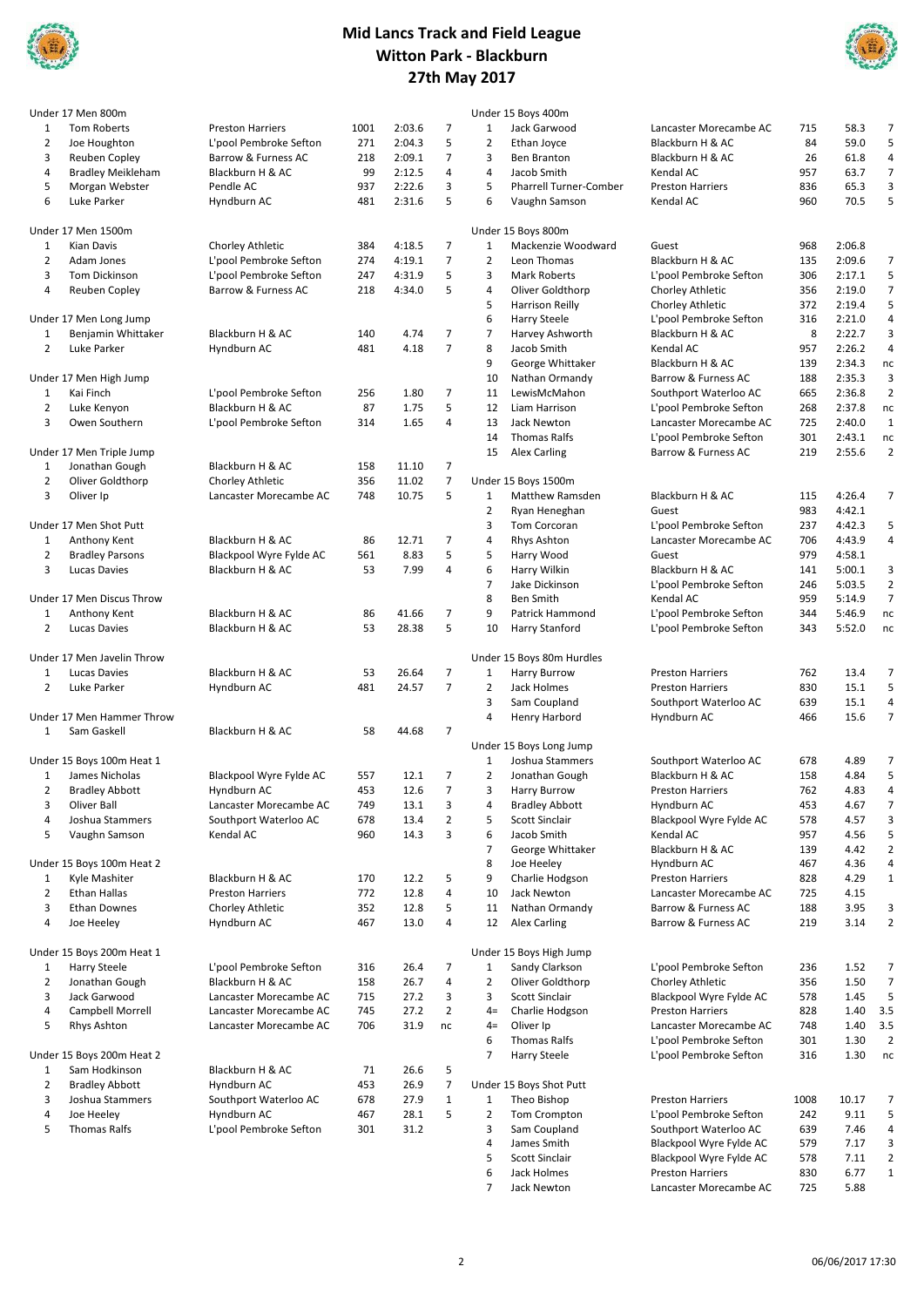# Mid Lancs Track and Field League
## Witton Park - Blackburn
## 27th May 2017

### Under 17 Men 800m

| Pos | Name | Club | No. | Perf | Pts |
|---|---|---|---|---|---|
| 1 | Tom Roberts | Preston Harriers | 1001 | 2:03.6 | 7 |
| 2 | Joe Houghton | L'pool Pembroke Sefton | 271 | 2:04.3 | 5 |
| 3 | Reuben Copley | Barrow & Furness AC | 218 | 2:09.1 | 7 |
| 4 | Bradley Meikleham | Blackburn H & AC | 99 | 2:12.5 | 4 |
| 5 | Morgan Webster | Pendle AC | 937 | 2:22.6 | 3 |
| 6 | Luke Parker | Hyndburn AC | 481 | 2:31.6 | 5 |

### Under 17 Men 1500m

| Pos | Name | Club | No. | Perf | Pts |
|---|---|---|---|---|---|
| 1 | Kian Davis | Chorley Athletic | 384 | 4:18.5 | 7 |
| 2 | Adam Jones | L'pool Pembroke Sefton | 274 | 4:19.1 | 7 |
| 3 | Tom Dickinson | L'pool Pembroke Sefton | 247 | 4:31.9 | 5 |
| 4 | Reuben Copley | Barrow & Furness AC | 218 | 4:34.0 | 5 |

### Under 17 Men Long Jump

| Pos | Name | Club | No. | Perf | Pts |
|---|---|---|---|---|---|
| 1 | Benjamin Whittaker | Blackburn H & AC | 140 | 4.74 | 7 |
| 2 | Luke Parker | Hyndburn AC | 481 | 4.18 | 7 |

### Under 17 Men High Jump

| Pos | Name | Club | No. | Perf | Pts |
|---|---|---|---|---|---|
| 1 | Kai Finch | L'pool Pembroke Sefton | 256 | 1.80 | 7 |
| 2 | Luke Kenyon | Blackburn H & AC | 87 | 1.75 | 5 |
| 3 | Owen Southern | L'pool Pembroke Sefton | 314 | 1.65 | 4 |

### Under 17 Men Triple Jump

| Pos | Name | Club | No. | Perf | Pts |
|---|---|---|---|---|---|
| 1 | Jonathan Gough | Blackburn H & AC | 158 | 11.10 | 7 |
| 2 | Oliver Goldthorp | Chorley Athletic | 356 | 11.02 | 7 |
| 3 | Oliver Ip | Lancaster Morecambe AC | 748 | 10.75 | 5 |

### Under 17 Men Shot Putt

| Pos | Name | Club | No. | Perf | Pts |
|---|---|---|---|---|---|
| 1 | Anthony Kent | Blackburn H & AC | 86 | 12.71 | 7 |
| 2 | Bradley Parsons | Blackpool Wyre Fylde AC | 561 | 8.83 | 5 |
| 3 | Lucas Davies | Blackburn H & AC | 53 | 7.99 | 4 |

### Under 17 Men Discus Throw

| Pos | Name | Club | No. | Perf | Pts |
|---|---|---|---|---|---|
| 1 | Anthony Kent | Blackburn H & AC | 86 | 41.66 | 7 |
| 2 | Lucas Davies | Blackburn H & AC | 53 | 28.38 | 5 |

### Under 17 Men Javelin Throw

| Pos | Name | Club | No. | Perf | Pts |
|---|---|---|---|---|---|
| 1 | Lucas Davies | Blackburn H & AC | 53 | 26.64 | 7 |
| 2 | Luke Parker | Hyndburn AC | 481 | 24.57 | 7 |

### Under 17 Men Hammer Throw

| Pos | Name | Club | No. | Perf | Pts |
|---|---|---|---|---|---|
| 1 | Sam Gaskell | Blackburn H & AC | 58 | 44.68 | 7 |

### Under 15 Boys 100m Heat 1

| Pos | Name | Club | No. | Perf | Pts |
|---|---|---|---|---|---|
| 1 | James Nicholas | Blackpool Wyre Fylde AC | 557 | 12.1 | 7 |
| 2 | Bradley Abbott | Hyndburn AC | 453 | 12.6 | 7 |
| 3 | Oliver Ball | Lancaster Morecambe AC | 749 | 13.1 | 3 |
| 4 | Joshua Stammers | Southport Waterloo AC | 678 | 13.4 | 2 |
| 5 | Vaughn Samson | Kendal AC | 960 | 14.3 | 3 |

### Under 15 Boys 100m Heat 2

| Pos | Name | Club | No. | Perf | Pts |
|---|---|---|---|---|---|
| 1 | Kyle Mashiter | Blackburn H & AC | 170 | 12.2 | 5 |
| 2 | Ethan Hallas | Preston Harriers | 772 | 12.8 | 4 |
| 3 | Ethan Downes | Chorley Athletic | 352 | 12.8 | 5 |
| 4 | Joe Heeley | Hyndburn AC | 467 | 13.0 | 4 |

### Under 15 Boys 200m Heat 1

| Pos | Name | Club | No. | Perf | Pts |
|---|---|---|---|---|---|
| 1 | Harry Steele | L'pool Pembroke Sefton | 316 | 26.4 | 7 |
| 2 | Jonathan Gough | Blackburn H & AC | 158 | 26.7 | 4 |
| 3 | Jack Garwood | Lancaster Morecambe AC | 715 | 27.2 | 3 |
| 4 | Campbell Morrell | Lancaster Morecambe AC | 745 | 27.2 | 2 |
| 5 | Rhys Ashton | Lancaster Morecambe AC | 706 | 31.9 | nc |

### Under 15 Boys 200m Heat 2

| Pos | Name | Club | No. | Perf | Pts |
|---|---|---|---|---|---|
| 1 | Sam Hodkinson | Blackburn H & AC | 71 | 26.6 | 5 |
| 2 | Bradley Abbott | Hyndburn AC | 453 | 26.9 | 7 |
| 3 | Joshua Stammers | Southport Waterloo AC | 678 | 27.9 | 1 |
| 4 | Joe Heeley | Hyndburn AC | 467 | 28.1 | 5 |
| 5 | Thomas Ralfs | L'pool Pembroke Sefton | 301 | 31.2 | |

### Under 15 Boys 400m

| Pos | Name | Club | No. | Perf | Pts |
|---|---|---|---|---|---|
| 1 | Jack Garwood | Lancaster Morecambe AC | 715 | 58.3 | 7 |
| 2 | Ethan Joyce | Blackburn H & AC | 84 | 59.0 | 5 |
| 3 | Ben Branton | Blackburn H & AC | 26 | 61.8 | 4 |
| 4 | Jacob Smith | Kendal AC | 957 | 63.7 | 7 |
| 5 | Pharrell Turner-Comber | Preston Harriers | 836 | 65.3 | 3 |
| 6 | Vaughn Samson | Kendal AC | 960 | 70.5 | 5 |

### Under 15 Boys 800m

| Pos | Name | Club | No. | Perf | Pts |
|---|---|---|---|---|---|
| 1 | Mackenzie Woodward | Guest | 968 | 2:06.8 | |
| 2 | Leon Thomas | Blackburn H & AC | 135 | 2:09.6 | 7 |
| 3 | Mark Roberts | L'pool Pembroke Sefton | 306 | 2:17.1 | 5 |
| 4 | Oliver Goldthorp | Chorley Athletic | 356 | 2:19.0 | 7 |
| 5 | Harrison Reilly | Chorley Athletic | 372 | 2:19.4 | 5 |
| 6 | Harry Steele | L'pool Pembroke Sefton | 316 | 2:21.0 | 4 |
| 7 | Harvey Ashworth | Blackburn H & AC | 8 | 2:22.7 | 3 |
| 8 | Jacob Smith | Kendal AC | 957 | 2:26.2 | 4 |
| 9 | George Whittaker | Blackburn H & AC | 139 | 2:34.3 | nc |
| 10 | Nathan Ormandy | Barrow & Furness AC | 188 | 2:35.3 | 3 |
| 11 | LewisMcMahon | Southport Waterloo AC | 665 | 2:36.8 | 2 |
| 12 | Liam Harrison | L'pool Pembroke Sefton | 268 | 2:37.8 | nc |
| 13 | Jack Newton | Lancaster Morecambe AC | 725 | 2:40.0 | 1 |
| 14 | Thomas Ralfs | L'pool Pembroke Sefton | 301 | 2:43.1 | nc |
| 15 | Alex Carling | Barrow & Furness AC | 219 | 2:55.6 | 2 |

### Under 15 Boys 1500m

| Pos | Name | Club | No. | Perf | Pts |
|---|---|---|---|---|---|
| 1 | Matthew Ramsden | Blackburn H & AC | 115 | 4:26.4 | 7 |
| 2 | Ryan Heneghan | Guest | 983 | 4:42.1 | |
| 3 | Tom Corcoran | L'pool Pembroke Sefton | 237 | 4:42.3 | 5 |
| 4 | Rhys Ashton | Lancaster Morecambe AC | 706 | 4:43.9 | 4 |
| 5 | Harry Wood | Guest | 979 | 4:58.1 | |
| 6 | Harry Wilkin | Blackburn H & AC | 141 | 5:00.1 | 3 |
| 7 | Jake Dickinson | L'pool Pembroke Sefton | 246 | 5:03.5 | 2 |
| 8 | Ben Smith | Kendal AC | 959 | 5:14.9 | 7 |
| 9 | Patrick Hammond | L'pool Pembroke Sefton | 344 | 5:46.9 | nc |
| 10 | Harry Stanford | L'pool Pembroke Sefton | 343 | 5:52.0 | nc |

### Under 15 Boys 80m Hurdles

| Pos | Name | Club | No. | Perf | Pts |
|---|---|---|---|---|---|
| 1 | Harry Burrow | Preston Harriers | 762 | 13.4 | 7 |
| 2 | Jack Holmes | Preston Harriers | 830 | 15.1 | 5 |
| 3 | Sam Coupland | Southport Waterloo AC | 639 | 15.1 | 4 |
| 4 | Henry Harbord | Hyndburn AC | 466 | 15.6 | 7 |

### Under 15 Boys Long Jump

| Pos | Name | Club | No. | Perf | Pts |
|---|---|---|---|---|---|
| 1 | Joshua Stammers | Southport Waterloo AC | 678 | 4.89 | 7 |
| 2 | Jonathan Gough | Blackburn H & AC | 158 | 4.84 | 5 |
| 3 | Harry Burrow | Preston Harriers | 762 | 4.83 | 4 |
| 4 | Bradley Abbott | Hyndburn AC | 453 | 4.67 | 7 |
| 5 | Scott Sinclair | Blackpool Wyre Fylde AC | 578 | 4.57 | 3 |
| 6 | Jacob Smith | Kendal AC | 957 | 4.56 | 5 |
| 7 | George Whittaker | Blackburn H & AC | 139 | 4.42 | 2 |
| 8 | Joe Heeley | Hyndburn AC | 467 | 4.36 | 4 |
| 9 | Charlie Hodgson | Preston Harriers | 828 | 4.29 | 1 |
| 10 | Jack Newton | Lancaster Morecambe AC | 725 | 4.15 | |
| 11 | Nathan Ormandy | Barrow & Furness AC | 188 | 3.95 | 3 |
| 12 | Alex Carling | Barrow & Furness AC | 219 | 3.14 | 2 |

### Under 15 Boys High Jump

| Pos | Name | Club | No. | Perf | Pts |
|---|---|---|---|---|---|
| 1 | Sandy Clarkson | L'pool Pembroke Sefton | 236 | 1.52 | 7 |
| 2 | Oliver Goldthorp | Chorley Athletic | 356 | 1.50 | 7 |
| 3 | Scott Sinclair | Blackpool Wyre Fylde AC | 578 | 1.45 | 5 |
| 4= | Charlie Hodgson | Preston Harriers | 828 | 1.40 | 3.5 |
| 4= | Oliver Ip | Lancaster Morecambe AC | 748 | 1.40 | 3.5 |
| 6 | Thomas Ralfs | L'pool Pembroke Sefton | 301 | 1.30 | 2 |
| 7 | Harry Steele | L'pool Pembroke Sefton | 316 | 1.30 | nc |

### Under 15 Boys Shot Putt

| Pos | Name | Club | No. | Perf | Pts |
|---|---|---|---|---|---|
| 1 | Theo Bishop | Preston Harriers | 1008 | 10.17 | 7 |
| 2 | Tom Crompton | L'pool Pembroke Sefton | 242 | 9.11 | 5 |
| 3 | Sam Coupland | Southport Waterloo AC | 639 | 7.46 | 4 |
| 4 | James Smith | Blackpool Wyre Fylde AC | 579 | 7.17 | 3 |
| 5 | Scott Sinclair | Blackpool Wyre Fylde AC | 578 | 7.11 | 2 |
| 6 | Jack Holmes | Preston Harriers | 830 | 6.77 | 1 |
| 7 | Jack Newton | Lancaster Morecambe AC | 725 | 5.88 | |

06/06/2017 17:30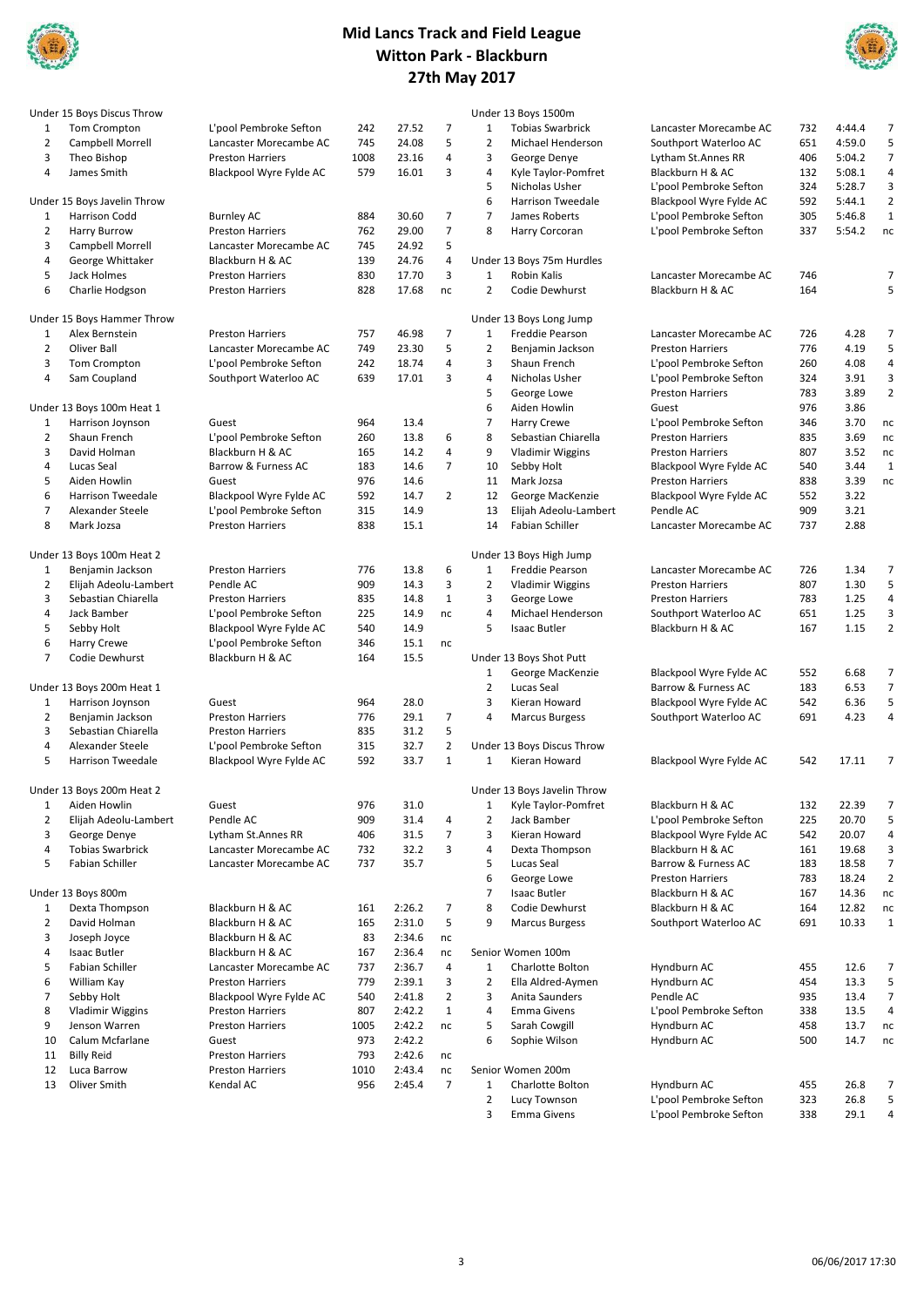# Mid Lancs Track and Field League
## Witton Park - Blackburn
## 27th May 2017

### Under 15 Boys Discus Throw

| Pos | Name | Club | No | Perf | Pts |
|---|---|---|---|---|---|
| 1 | Tom Crompton | L'pool Pembroke Sefton | 242 | 27.52 | 7 |
| 2 | Campbell Morrell | Lancaster Morecambe AC | 745 | 24.08 | 5 |
| 3 | Theo Bishop | Preston Harriers | 1008 | 23.16 | 4 |
| 4 | James Smith | Blackpool Wyre Fylde AC | 579 | 16.01 | 3 |

### Under 15 Boys Javelin Throw

| Pos | Name | Club | No | Perf | Pts |
|---|---|---|---|---|---|
| 1 | Harrison Codd | Burnley AC | 884 | 30.60 | 7 |
| 2 | Harry Burrow | Preston Harriers | 762 | 29.00 | 7 |
| 3 | Campbell Morrell | Lancaster Morecambe AC | 745 | 24.92 | 5 |
| 4 | George Whittaker | Blackburn H & AC | 139 | 24.76 | 4 |
| 5 | Jack Holmes | Preston Harriers | 830 | 17.70 | 3 |
| 6 | Charlie Hodgson | Preston Harriers | 828 | 17.68 | nc |

### Under 15 Boys Hammer Throw

| Pos | Name | Club | No | Perf | Pts |
|---|---|---|---|---|---|
| 1 | Alex Bernstein | Preston Harriers | 757 | 46.98 | 7 |
| 2 | Oliver Ball | Lancaster Morecambe AC | 749 | 23.30 | 5 |
| 3 | Tom Crompton | L'pool Pembroke Sefton | 242 | 18.74 | 4 |
| 4 | Sam Coupland | Southport Waterloo AC | 639 | 17.01 | 3 |

### Under 13 Boys 100m Heat 1

| Pos | Name | Club | No | Perf | Pts |
|---|---|---|---|---|---|
| 1 | Harrison Joynson | Guest | 964 | 13.4 | |
| 2 | Shaun French | L'pool Pembroke Sefton | 260 | 13.8 | 6 |
| 3 | David Holman | Blackburn H & AC | 165 | 14.2 | 4 |
| 4 | Lucas Seal | Barrow & Furness AC | 183 | 14.6 | 7 |
| 5 | Aiden Howlin | Guest | 976 | 14.6 | |
| 6 | Harrison Tweedale | Blackpool Wyre Fylde AC | 592 | 14.7 | 2 |
| 7 | Alexander Steele | L'pool Pembroke Sefton | 315 | 14.9 | |
| 8 | Mark Jozsa | Preston Harriers | 838 | 15.1 | |

### Under 13 Boys 100m Heat 2

| Pos | Name | Club | No | Perf | Pts |
|---|---|---|---|---|---|
| 1 | Benjamin Jackson | Preston Harriers | 776 | 13.8 | 6 |
| 2 | Elijah Adeolu-Lambert | Pendle AC | 909 | 14.3 | 3 |
| 3 | Sebastian Chiarella | Preston Harriers | 835 | 14.8 | 1 |
| 4 | Jack Bamber | L'pool Pembroke Sefton | 225 | 14.9 | nc |
| 5 | Sebby Holt | Blackpool Wyre Fylde AC | 540 | 14.9 | |
| 6 | Harry Crewe | L'pool Pembroke Sefton | 346 | 15.1 | nc |
| 7 | Codie Dewhurst | Blackburn H & AC | 164 | 15.5 | |

### Under 13 Boys 200m Heat 1

| Pos | Name | Club | No | Perf | Pts |
|---|---|---|---|---|---|
| 1 | Harrison Joynson | Guest | 964 | 28.0 | |
| 2 | Benjamin Jackson | Preston Harriers | 776 | 29.1 | 7 |
| 3 | Sebastian Chiarella | Preston Harriers | 835 | 31.2 | 5 |
| 4 | Alexander Steele | L'pool Pembroke Sefton | 315 | 32.7 | 2 |
| 5 | Harrison Tweedale | Blackpool Wyre Fylde AC | 592 | 33.7 | 1 |

### Under 13 Boys 200m Heat 2

| Pos | Name | Club | No | Perf | Pts |
|---|---|---|---|---|---|
| 1 | Aiden Howlin | Guest | 976 | 31.0 | |
| 2 | Elijah Adeolu-Lambert | Pendle AC | 909 | 31.4 | 4 |
| 3 | George Denye | Lytham St.Annes RR | 406 | 31.5 | 7 |
| 4 | Tobias Swarbrick | Lancaster Morecambe AC | 732 | 32.2 | 3 |
| 5 | Fabian Schiller | Lancaster Morecambe AC | 737 | 35.7 | |

### Under 13 Boys 800m

| Pos | Name | Club | No | Perf | Pts |
|---|---|---|---|---|---|
| 1 | Dexta Thompson | Blackburn H & AC | 161 | 2:26.2 | 7 |
| 2 | David Holman | Blackburn H & AC | 165 | 2:31.0 | 5 |
| 3 | Joseph Joyce | Blackburn H & AC | 83 | 2:34.6 | nc |
| 4 | Isaac Butler | Blackburn H & AC | 167 | 2:36.4 | nc |
| 5 | Fabian Schiller | Lancaster Morecambe AC | 737 | 2:36.7 | 4 |
| 6 | William Kay | Preston Harriers | 779 | 2:39.1 | 3 |
| 7 | Sebby Holt | Blackpool Wyre Fylde AC | 540 | 2:41.8 | 2 |
| 8 | Vladimir Wiggins | Preston Harriers | 807 | 2:42.2 | 1 |
| 9 | Jenson Warren | Preston Harriers | 1005 | 2:42.2 | nc |
| 10 | Calum Mcfarlane | Guest | 973 | 2:42.2 | |
| 11 | Billy Reid | Preston Harriers | 793 | 2:42.6 | nc |
| 12 | Luca Barrow | Preston Harriers | 1010 | 2:43.4 | nc |
| 13 | Oliver Smith | Kendal AC | 956 | 2:45.4 | 7 |

### Under 13 Boys 1500m

| Pos | Name | Club | No | Perf | Pts |
|---|---|---|---|---|---|
| 1 | Tobias Swarbrick | Lancaster Morecambe AC | 732 | 4:44.4 | 7 |
| 2 | Michael Henderson | Southport Waterloo AC | 651 | 4:59.0 | 5 |
| 3 | George Denye | Lytham St.Annes RR | 406 | 5:04.2 | 7 |
| 4 | Kyle Taylor-Pomfret | Blackburn H & AC | 132 | 5:08.1 | 4 |
| 5 | Nicholas Usher | L'pool Pembroke Sefton | 324 | 5:28.7 | 3 |
| 6 | Harrison Tweedale | Blackpool Wyre Fylde AC | 592 | 5:44.1 | 2 |
| 7 | James Roberts | L'pool Pembroke Sefton | 305 | 5:46.8 | 1 |
| 8 | Harry Corcoran | L'pool Pembroke Sefton | 337 | 5:54.2 | nc |

### Under 13 Boys 75m Hurdles

| Pos | Name | Club | No | Perf | Pts |
|---|---|---|---|---|---|
| 1 | Robin Kalis | Lancaster Morecambe AC | 746 | | 7 |
| 2 | Codie Dewhurst | Blackburn H & AC | 164 | | 5 |

### Under 13 Boys Long Jump

| Pos | Name | Club | No | Perf | Pts |
|---|---|---|---|---|---|
| 1 | Freddie Pearson | Lancaster Morecambe AC | 726 | 4.28 | 7 |
| 2 | Benjamin Jackson | Preston Harriers | 776 | 4.19 | 5 |
| 3 | Shaun French | L'pool Pembroke Sefton | 260 | 4.08 | 4 |
| 4 | Nicholas Usher | L'pool Pembroke Sefton | 324 | 3.91 | 3 |
| 5 | George Lowe | Preston Harriers | 783 | 3.89 | 2 |
| 6 | Aiden Howlin | Guest | 976 | 3.86 | |
| 7 | Harry Crewe | L'pool Pembroke Sefton | 346 | 3.70 | nc |
| 8 | Sebastian Chiarella | Preston Harriers | 835 | 3.69 | nc |
| 9 | Vladimir Wiggins | Preston Harriers | 807 | 3.52 | nc |
| 10 | Sebby Holt | Blackpool Wyre Fylde AC | 540 | 3.44 | 1 |
| 11 | Mark Jozsa | Preston Harriers | 838 | 3.39 | nc |
| 12 | George MacKenzie | Blackpool Wyre Fylde AC | 552 | 3.22 | |
| 13 | Elijah Adeolu-Lambert | Pendle AC | 909 | 3.21 | |
| 14 | Fabian Schiller | Lancaster Morecambe AC | 737 | 2.88 | |

### Under 13 Boys High Jump

| Pos | Name | Club | No | Perf | Pts |
|---|---|---|---|---|---|
| 1 | Freddie Pearson | Lancaster Morecambe AC | 726 | 1.34 | 7 |
| 2 | Vladimir Wiggins | Preston Harriers | 807 | 1.30 | 5 |
| 3 | George Lowe | Preston Harriers | 783 | 1.25 | 4 |
| 4 | Michael Henderson | Southport Waterloo AC | 651 | 1.25 | 3 |
| 5 | Isaac Butler | Blackburn H & AC | 167 | 1.15 | 2 |

### Under 13 Boys Shot Putt

| Pos | Name | Club | No | Perf | Pts |
|---|---|---|---|---|---|
| 1 | George MacKenzie | Blackpool Wyre Fylde AC | 552 | 6.68 | 7 |
| 2 | Lucas Seal | Barrow & Furness AC | 183 | 6.53 | 7 |
| 3 | Kieran Howard | Blackpool Wyre Fylde AC | 542 | 6.36 | 5 |
| 4 | Marcus Burgess | Southport Waterloo AC | 691 | 4.23 | 4 |

### Under 13 Boys Discus Throw

| Pos | Name | Club | No | Perf | Pts |
|---|---|---|---|---|---|
| 1 | Kieran Howard | Blackpool Wyre Fylde AC | 542 | 17.11 | 7 |

### Under 13 Boys Javelin Throw

| Pos | Name | Club | No | Perf | Pts |
|---|---|---|---|---|---|
| 1 | Kyle Taylor-Pomfret | Blackburn H & AC | 132 | 22.39 | 7 |
| 2 | Jack Bamber | L'pool Pembroke Sefton | 225 | 20.70 | 5 |
| 3 | Kieran Howard | Blackpool Wyre Fylde AC | 542 | 20.07 | 4 |
| 4 | Dexta Thompson | Blackburn H & AC | 161 | 19.68 | 3 |
| 5 | Lucas Seal | Barrow & Furness AC | 183 | 18.58 | 7 |
| 6 | George Lowe | Preston Harriers | 783 | 18.24 | 2 |
| 7 | Isaac Butler | Blackburn H & AC | 167 | 14.36 | nc |
| 8 | Codie Dewhurst | Blackburn H & AC | 164 | 12.82 | nc |
| 9 | Marcus Burgess | Southport Waterloo AC | 691 | 10.33 | 1 |

### Senior Women 100m

| Pos | Name | Club | No | Perf | Pts |
|---|---|---|---|---|---|
| 1 | Charlotte Bolton | Hyndburn AC | 455 | 12.6 | 7 |
| 2 | Ella Aldred-Aymen | Hyndburn AC | 454 | 13.3 | 5 |
| 3 | Anita Saunders | Pendle AC | 935 | 13.4 | 7 |
| 4 | Emma Givens | L'pool Pembroke Sefton | 338 | 13.5 | 4 |
| 5 | Sarah Cowgill | Hyndburn AC | 458 | 13.7 | nc |
| 6 | Sophie Wilson | Hyndburn AC | 500 | 14.7 | nc |

### Senior Women 200m

| Pos | Name | Club | No | Perf | Pts |
|---|---|---|---|---|---|
| 1 | Charlotte Bolton | Hyndburn AC | 455 | 26.8 | 7 |
| 2 | Lucy Townson | L'pool Pembroke Sefton | 323 | 26.8 | 5 |
| 3 | Emma Givens | L'pool Pembroke Sefton | 338 | 29.1 | 4 |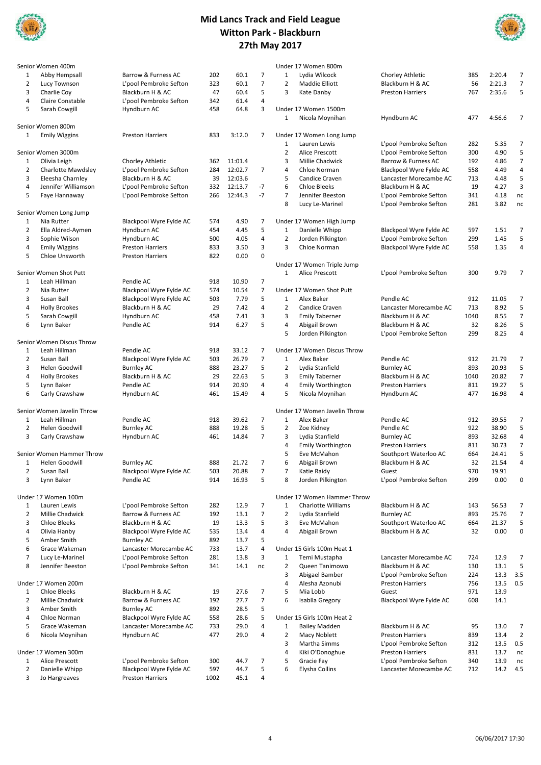# Mid Lancs Track and Field League
## Witton Park - Blackburn
## 27th May 2017

### Senior Women 400m

| Pos | Name | Club | No | Perf | Pts |
|---|---|---|---|---|---|
| 1 | Abby Hempsall | Barrow & Furness AC | 202 | 60.1 | 7 |
| 2 | Lucy Townson | L'pool Pembroke Sefton | 323 | 60.1 | 7 |
| 3 | Charlie Coy | Blackburn H & AC | 47 | 60.4 | 5 |
| 4 | Claire Constable | L'pool Pembroke Sefton | 342 | 61.4 | 4 |
| 5 | Sarah Cowgill | Hyndburn AC | 458 | 64.8 | 3 |

### Senior Women 800m

| Pos | Name | Club | No | Perf | Pts |
|---|---|---|---|---|---|
| 1 | Emily Wiggins | Preston Harriers | 833 | 3:12.0 | 7 |

### Senior Women 3000m

| Pos | Name | Club | No | Perf | Pts |
|---|---|---|---|---|---|
| 1 | Olivia Leigh | Chorley Athletic | 362 | 11:01.4 | |
| 2 | Charlotte Mawdsley | L'pool Pembroke Sefton | 284 | 12:02.7 | 7 |
| 3 | Eleesha Charnley | Blackburn H & AC | 39 | 12:03.6 | |
| 4 | Jennifer Williamson | L'pool Pembroke Sefton | 332 | 12:13.7 | -7 |
| 5 | Faye Hannaway | L'pool Pembroke Sefton | 266 | 12:44.3 | -7 |

### Senior Women Long Jump

| Pos | Name | Club | No | Perf | Pts |
|---|---|---|---|---|---|
| 1 | Nia Rutter | Blackpool Wyre Fylde AC | 574 | 4.90 | 7 |
| 2 | Ella Aldred-Aymen | Hyndburn AC | 454 | 4.45 | 5 |
| 3 | Sophie Wilson | Hyndburn AC | 500 | 4.05 | 4 |
| 4 | Emily Wiggins | Preston Harriers | 833 | 3.50 | 3 |
| 5 | Chloe Unsworth | Preston Harriers | 822 | 0.00 | 0 |

### Senior Women Shot Putt

| Pos | Name | Club | No | Perf | Pts |
|---|---|---|---|---|---|
| 1 | Leah Hillman | Pendle AC | 918 | 10.90 | 7 |
| 2 | Nia Rutter | Blackpool Wyre Fylde AC | 574 | 10.54 | 7 |
| 3 | Susan Ball | Blackpool Wyre Fylde AC | 503 | 7.79 | 5 |
| 4 | Holly Brookes | Blackburn H & AC | 29 | 7.42 | 4 |
| 5 | Sarah Cowgill | Hyndburn AC | 458 | 7.41 | 3 |
| 6 | Lynn Baker | Pendle AC | 914 | 6.27 | 5 |

### Senior Women Discus Throw

| Pos | Name | Club | No | Perf | Pts |
|---|---|---|---|---|---|
| 1 | Leah Hillman | Pendle AC | 918 | 33.12 | 7 |
| 2 | Susan Ball | Blackpool Wyre Fylde AC | 503 | 26.79 | 7 |
| 3 | Helen Goodwill | Burnley AC | 888 | 23.27 | 5 |
| 4 | Holly Brookes | Blackburn H & AC | 29 | 22.63 | 5 |
| 5 | Lynn Baker | Pendle AC | 914 | 20.90 | 4 |
| 6 | Carly Crawshaw | Hyndburn AC | 461 | 15.49 | 4 |

### Senior Women Javelin Throw

| Pos | Name | Club | No | Perf | Pts |
|---|---|---|---|---|---|
| 1 | Leah Hillman | Pendle AC | 918 | 39.62 | 7 |
| 2 | Helen Goodwill | Burnley AC | 888 | 19.28 | 5 |
| 3 | Carly Crawshaw | Hyndburn AC | 461 | 14.84 | 7 |

### Senior Women Hammer Throw

| Pos | Name | Club | No | Perf | Pts |
|---|---|---|---|---|---|
| 1 | Helen Goodwill | Burnley AC | 888 | 21.72 | 7 |
| 2 | Susan Ball | Blackpool Wyre Fylde AC | 503 | 20.88 | 7 |
| 3 | Lynn Baker | Pendle AC | 914 | 16.93 | 5 |

### Under 17 Women 100m

| Pos | Name | Club | No | Perf | Pts |
|---|---|---|---|---|---|
| 1 | Lauren Lewis | L'pool Pembroke Sefton | 282 | 12.9 | 7 |
| 2 | Millie Chadwick | Barrow & Furness AC | 192 | 13.1 | 7 |
| 3 | Chloe Bleeks | Blackburn H & AC | 19 | 13.3 | 5 |
| 4 | Olivia Hanby | Blackpool Wyre Fylde AC | 535 | 13.4 | 4 |
| 5 | Amber Smith | Burnley AC | 892 | 13.7 | 5 |
| 6 | Grace Wakeman | Lancaster Morecambe AC | 733 | 13.7 | 4 |
| 7 | Lucy Le-Marinel | L'pool Pembroke Sefton | 281 | 13.8 | 3 |
| 8 | Jennifer Beeston | L'pool Pembroke Sefton | 341 | 14.1 | nc |

### Under 17 Women 200m

| Pos | Name | Club | No | Perf | Pts |
|---|---|---|---|---|---|
| 1 | Chloe Bleeks | Blackburn H & AC | 19 | 27.6 | 7 |
| 2 | Millie Chadwick | Barrow & Furness AC | 192 | 27.7 | 7 |
| 3 | Amber Smith | Burnley AC | 892 | 28.5 | 5 |
| 4 | Chloe Norman | Blackpool Wyre Fylde AC | 558 | 28.6 | 5 |
| 5 | Grace Wakeman | Lancaster Morecambe AC | 733 | 29.0 | 4 |
| 6 | Nicola Moynihan | Hyndburn AC | 477 | 29.0 | 4 |

### Under 17 Women 300m

| Pos | Name | Club | No | Perf | Pts |
|---|---|---|---|---|---|
| 1 | Alice Prescott | L'pool Pembroke Sefton | 300 | 44.7 | 7 |
| 2 | Danielle Whipp | Blackpool Wyre Fylde AC | 597 | 44.7 | 5 |
| 3 | Jo Hargreaves | Preston Harriers | 1002 | 45.1 | 4 |

### Under 17 Women 800m

| Pos | Name | Club | No | Perf | Pts |
|---|---|---|---|---|---|
| 1 | Lydia Wilcock | Chorley Athletic | 385 | 2:20.4 | 7 |
| 2 | Maddie Elliott | Blackburn H & AC | 56 | 2:21.3 | 7 |
| 3 | Kate Danby | Preston Harriers | 767 | 2:35.6 | 5 |

### Under 17 Women 1500m

| Pos | Name | Club | No | Perf | Pts |
|---|---|---|---|---|---|
| 1 | Nicola Moynihan | Hyndburn AC | 477 | 4:56.6 | 7 |

### Under 17 Women Long Jump

| Pos | Name | Club | No | Perf | Pts |
|---|---|---|---|---|---|
| 1 | Lauren Lewis | L'pool Pembroke Sefton | 282 | 5.35 | 7 |
| 2 | Alice Prescott | L'pool Pembroke Sefton | 300 | 4.90 | 5 |
| 3 | Millie Chadwick | Barrow & Furness AC | 192 | 4.86 | 7 |
| 4 | Chloe Norman | Blackpool Wyre Fylde AC | 558 | 4.49 | 4 |
| 5 | Candice Craven | Lancaster Morecambe AC | 713 | 4.48 | 5 |
| 6 | Chloe Bleeks | Blackburn H & AC | 19 | 4.27 | 3 |
| 7 | Jennifer Beeston | L'pool Pembroke Sefton | 341 | 4.18 | nc |
| 8 | Lucy Le-Marinel | L'pool Pembroke Sefton | 281 | 3.82 | nc |

### Under 17 Women High Jump

| Pos | Name | Club | No | Perf | Pts |
|---|---|---|---|---|---|
| 1 | Danielle Whipp | Blackpool Wyre Fylde AC | 597 | 1.51 | 7 |
| 2 | Jorden Pilkington | L'pool Pembroke Sefton | 299 | 1.45 | 5 |
| 3 | Chloe Norman | Blackpool Wyre Fylde AC | 558 | 1.35 | 4 |

### Under 17 Women Triple Jump

| Pos | Name | Club | No | Perf | Pts |
|---|---|---|---|---|---|
| 1 | Alice Prescott | L'pool Pembroke Sefton | 300 | 9.79 | 7 |

### Under 17 Women Shot Putt

| Pos | Name | Club | No | Perf | Pts |
|---|---|---|---|---|---|
| 1 | Alex Baker | Pendle AC | 912 | 11.05 | 7 |
| 2 | Candice Craven | Lancaster Morecambe AC | 713 | 8.92 | 5 |
| 3 | Emily Taberner | Blackburn H & AC | 1040 | 8.55 | 7 |
| 4 | Abigail Brown | Blackburn H & AC | 32 | 8.26 | 5 |
| 5 | Jorden Pilkington | L'pool Pembroke Sefton | 299 | 8.25 | 4 |

### Under 17 Women Discus Throw

| Pos | Name | Club | No | Perf | Pts |
|---|---|---|---|---|---|
| 1 | Alex Baker | Pendle AC | 912 | 21.79 | 7 |
| 2 | Lydia Stanfield | Burnley AC | 893 | 20.93 | 5 |
| 3 | Emily Taberner | Blackburn H & AC | 1040 | 20.82 | 7 |
| 4 | Emily Worthington | Preston Harriers | 811 | 19.27 | 5 |
| 5 | Nicola Moynihan | Hyndburn AC | 477 | 16.98 | 4 |

### Under 17 Women Javelin Throw

| Pos | Name | Club | No | Perf | Pts |
|---|---|---|---|---|---|
| 1 | Alex Baker | Pendle AC | 912 | 39.55 | 7 |
| 2 | Zoe Kidney | Pendle AC | 922 | 38.90 | 5 |
| 3 | Lydia Stanfield | Burnley AC | 893 | 32.68 | 4 |
| 4 | Emily Worthington | Preston Harriers | 811 | 30.73 | 7 |
| 5 | Eve McMahon | Southport Waterloo AC | 664 | 24.41 | 5 |
| 6 | Abigail Brown | Blackburn H & AC | 32 | 21.54 | 4 |
| 7 | Katie Raidy | Guest | 970 | 19.91 | |
| 8 | Jorden Pilkington | L'pool Pembroke Sefton | 299 | 0.00 | 0 |

### Under 17 Women Hammer Throw

| Pos | Name | Club | No | Perf | Pts |
|---|---|---|---|---|---|
| 1 | Charlotte Williams | Blackburn H & AC | 143 | 56.53 | 7 |
| 2 | Lydia Stanfield | Burnley AC | 893 | 25.76 | 7 |
| 3 | Eve McMahon | Southport Waterloo AC | 664 | 21.37 | 5 |
| 4 | Abigail Brown | Blackburn H & AC | 32 | 0.00 | 0 |

### Under 15 Girls 100m Heat 1

| Pos | Name | Club | No | Perf | Pts |
|---|---|---|---|---|---|
| 1 | Temi Mustapha | Lancaster Morecambe AC | 724 | 12.9 | 7 |
| 2 | Queen Tanimowo | Blackburn H & AC | 130 | 13.1 | 5 |
| 3 | Abigael Bamber | L'pool Pembroke Sefton | 224 | 13.3 | 3.5 |
| 4 | Alesha Azonubi | Preston Harriers | 756 | 13.5 | 0.5 |
| 5 | Mia Lobb | Guest | 971 | 13.9 | |
| 6 | Isablla Gregory | Blackpool Wyre Fylde AC | 608 | 14.1 | |

### Under 15 Girls 100m Heat 2

| Pos | Name | Club | No | Perf | Pts |
|---|---|---|---|---|---|
| 1 | Bailey Madden | Blackburn H & AC | 95 | 13.0 | 7 |
| 2 | Macy Noblett | Preston Harriers | 839 | 13.4 | 2 |
| 3 | Martha Simms | L'pool Pembroke Sefton | 312 | 13.5 | 0.5 |
| 4 | Kiki O'Donoghue | Preston Harriers | 831 | 13.7 | nc |
| 5 | Gracie Fay | L'pool Pembroke Sefton | 340 | 13.9 | nc |
| 6 | Elysha Collins | Lancaster Morecambe AC | 712 | 14.2 | 4.5 |

06/06/2017 17:30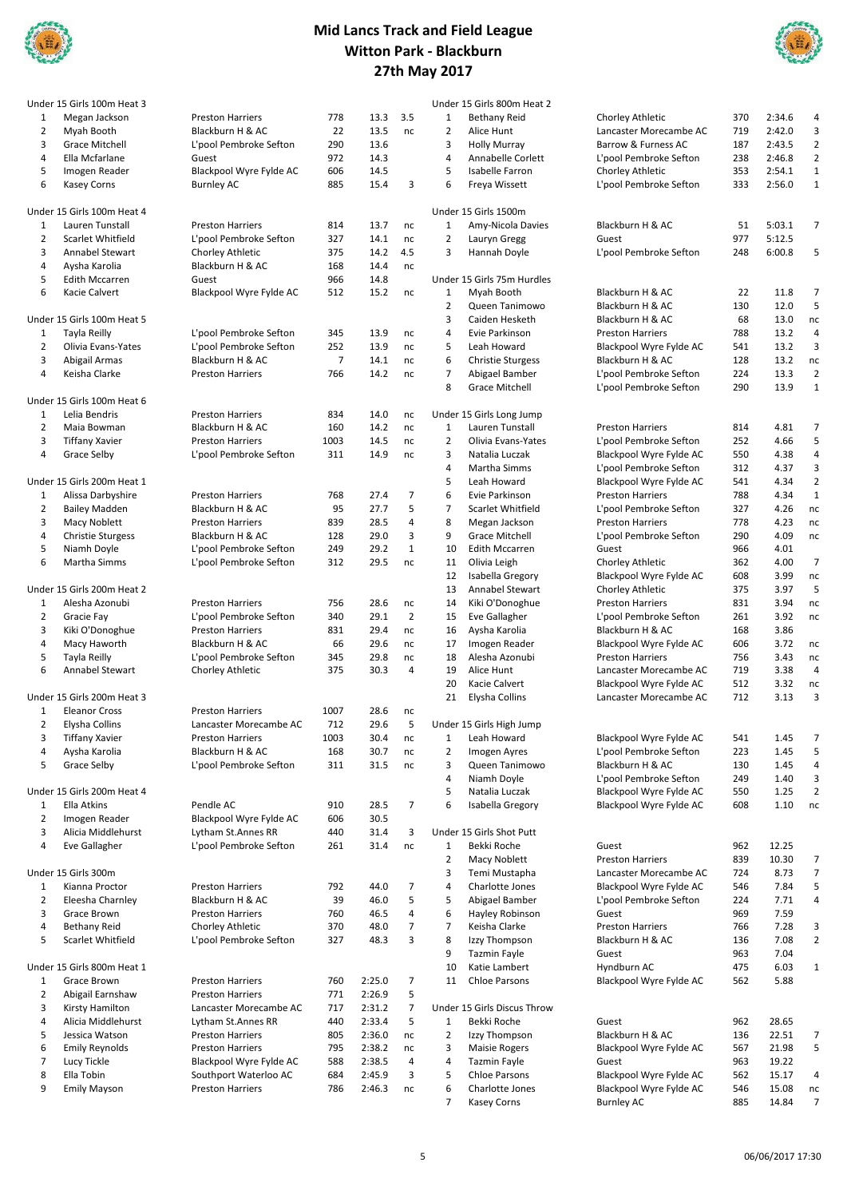# Mid Lancs Track and Field League
## Witton Park - Blackburn
## 27th May 2017

### Under 15 Girls 100m Heat 3

| Pos | Name | Club | No | Time | Pts |
|---|---|---|---|---|---|
| 1 | Megan Jackson | Preston Harriers | 778 | 13.3 | 3.5 |
| 2 | Myah Booth | Blackburn H & AC | 22 | 13.5 | nc |
| 3 | Grace Mitchell | L'pool Pembroke Sefton | 290 | 13.6 | |
| 4 | Ella Mcfarlane | Guest | 972 | 14.3 | |
| 5 | Imogen Reader | Blackpool Wyre Fylde AC | 606 | 14.5 | |
| 6 | Kasey Corns | Burnley AC | 885 | 15.4 | 3 |

### Under 15 Girls 100m Heat 4

| Pos | Name | Club | No | Time | Pts |
|---|---|---|---|---|---|
| 1 | Lauren Tunstall | Preston Harriers | 814 | 13.7 | nc |
| 2 | Scarlet Whitfield | L'pool Pembroke Sefton | 327 | 14.1 | nc |
| 3 | Annabel Stewart | Chorley Athletic | 375 | 14.2 | 4.5 |
| 4 | Aysha Karolia | Blackburn H & AC | 168 | 14.4 | nc |
| 5 | Edith Mccarren | Guest | 966 | 14.8 | |
| 6 | Kacie Calvert | Blackpool Wyre Fylde AC | 512 | 15.2 | nc |

### Under 15 Girls 100m Heat 5

| Pos | Name | Club | No | Time | Pts |
|---|---|---|---|---|---|
| 1 | Tayla Reilly | L'pool Pembroke Sefton | 345 | 13.9 | nc |
| 2 | Olivia Evans-Yates | L'pool Pembroke Sefton | 252 | 13.9 | nc |
| 3 | Abigail Armas | Blackburn H & AC | 7 | 14.1 | nc |
| 4 | Keisha Clarke | Preston Harriers | 766 | 14.2 | nc |

### Under 15 Girls 100m Heat 6

| Pos | Name | Club | No | Time | Pts |
|---|---|---|---|---|---|
| 1 | Lelia Bendris | Preston Harriers | 834 | 14.0 | nc |
| 2 | Maia Bowman | Blackburn H & AC | 160 | 14.2 | nc |
| 3 | Tiffany Xavier | Preston Harriers | 1003 | 14.5 | nc |
| 4 | Grace Selby | L'pool Pembroke Sefton | 311 | 14.9 | nc |

### Under 15 Girls 200m Heat 1

| Pos | Name | Club | No | Time | Pts |
|---|---|---|---|---|---|
| 1 | Alissa Darbyshire | Preston Harriers | 768 | 27.4 | 7 |
| 2 | Bailey Madden | Blackburn H & AC | 95 | 27.7 | 5 |
| 3 | Macy Noblett | Preston Harriers | 839 | 28.5 | 4 |
| 4 | Christie Sturgess | Blackburn H & AC | 128 | 29.0 | 3 |
| 5 | Niamh Doyle | L'pool Pembroke Sefton | 249 | 29.2 | 1 |
| 6 | Martha Simms | L'pool Pembroke Sefton | 312 | 29.5 | nc |

### Under 15 Girls 200m Heat 2

| Pos | Name | Club | No | Time | Pts |
|---|---|---|---|---|---|
| 1 | Alesha Azonubi | Preston Harriers | 756 | 28.6 | nc |
| 2 | Gracie Fay | L'pool Pembroke Sefton | 340 | 29.1 | 2 |
| 3 | Kiki O'Donoghue | Preston Harriers | 831 | 29.4 | nc |
| 4 | Macy Haworth | Blackburn H & AC | 66 | 29.6 | nc |
| 5 | Tayla Reilly | L'pool Pembroke Sefton | 345 | 29.8 | nc |
| 6 | Annabel Stewart | Chorley Athletic | 375 | 30.3 | 4 |

### Under 15 Girls 200m Heat 3

| Pos | Name | Club | No | Time | Pts |
|---|---|---|---|---|---|
| 1 | Eleanor Cross | Preston Harriers | 1007 | 28.6 | nc |
| 2 | Elysha Collins | Lancaster Morecambe AC | 712 | 29.6 | 5 |
| 3 | Tiffany Xavier | Preston Harriers | 1003 | 30.4 | nc |
| 4 | Aysha Karolia | Blackburn H & AC | 168 | 30.7 | nc |
| 5 | Grace Selby | L'pool Pembroke Sefton | 311 | 31.5 | nc |

### Under 15 Girls 200m Heat 4

| Pos | Name | Club | No | Time | Pts |
|---|---|---|---|---|---|
| 1 | Ella Atkins | Pendle AC | 910 | 28.5 | 7 |
| 2 | Imogen Reader | Blackpool Wyre Fylde AC | 606 | 30.5 | |
| 3 | Alicia Middlehurst | Lytham St.Annes RR | 440 | 31.4 | 3 |
| 4 | Eve Gallagher | L'pool Pembroke Sefton | 261 | 31.4 | nc |

### Under 15 Girls 300m

| Pos | Name | Club | No | Time | Pts |
|---|---|---|---|---|---|
| 1 | Kianna Proctor | Preston Harriers | 792 | 44.0 | 7 |
| 2 | Eleesha Charnley | Blackburn H & AC | 39 | 46.0 | 5 |
| 3 | Grace Brown | Preston Harriers | 760 | 46.5 | 4 |
| 4 | Bethany Reid | Chorley Athletic | 370 | 48.0 | 7 |
| 5 | Scarlet Whitfield | L'pool Pembroke Sefton | 327 | 48.3 | 3 |

### Under 15 Girls 800m Heat 1

| Pos | Name | Club | No | Time | Pts |
|---|---|---|---|---|---|
| 1 | Grace Brown | Preston Harriers | 760 | 2:25.0 | 7 |
| 2 | Abigail Earnshaw | Preston Harriers | 771 | 2:26.9 | 5 |
| 3 | Kirsty Hamilton | Lancaster Morecambe AC | 717 | 2:31.2 | 7 |
| 4 | Alicia Middlehurst | Lytham St.Annes RR | 440 | 2:33.4 | 5 |
| 5 | Jessica Watson | Preston Harriers | 805 | 2:36.0 | nc |
| 6 | Emily Reynolds | Preston Harriers | 795 | 2:38.2 | nc |
| 7 | Lucy Tickle | Blackpool Wyre Fylde AC | 588 | 2:38.5 | 4 |
| 8 | Ella Tobin | Southport Waterloo AC | 684 | 2:45.9 | 3 |
| 9 | Emily Mayson | Preston Harriers | 786 | 2:46.3 | nc |

### Under 15 Girls 800m Heat 2

| Pos | Name | Club | No | Time | Pts |
|---|---|---|---|---|---|
| 1 | Bethany Reid | Chorley Athletic | 370 | 2:34.6 | 4 |
| 2 | Alice Hunt | Lancaster Morecambe AC | 719 | 2:42.0 | 3 |
| 3 | Holly Murray | Barrow & Furness AC | 187 | 2:43.5 | 2 |
| 4 | Annabelle Corlett | L'pool Pembroke Sefton | 238 | 2:46.8 | 2 |
| 5 | Isabelle Farron | Chorley Athletic | 353 | 2:54.1 | 1 |
| 6 | Freya Wissett | L'pool Pembroke Sefton | 333 | 2:56.0 | 1 |

### Under 15 Girls 1500m

| Pos | Name | Club | No | Time | Pts |
|---|---|---|---|---|---|
| 1 | Amy-Nicola Davies | Blackburn H & AC | 51 | 5:03.1 | 7 |
| 2 | Lauryn Gregg | Guest | 977 | 5:12.5 | |
| 3 | Hannah Doyle | L'pool Pembroke Sefton | 248 | 6:00.8 | 5 |

### Under 15 Girls 75m Hurdles

| Pos | Name | Club | No | Time | Pts |
|---|---|---|---|---|---|
| 1 | Myah Booth | Blackburn H & AC | 22 | 11.8 | 7 |
| 2 | Queen Tanimowo | Blackburn H & AC | 130 | 12.0 | 5 |
| 3 | Caiden Hesketh | Blackburn H & AC | 68 | 13.0 | nc |
| 4 | Evie Parkinson | Preston Harriers | 788 | 13.2 | 4 |
| 5 | Leah Howard | Blackpool Wyre Fylde AC | 541 | 13.2 | 3 |
| 6 | Christie Sturgess | Blackburn H & AC | 128 | 13.2 | nc |
| 7 | Abigael Bamber | L'pool Pembroke Sefton | 224 | 13.3 | 2 |
| 8 | Grace Mitchell | L'pool Pembroke Sefton | 290 | 13.9 | 1 |

### Under 15 Girls Long Jump

| Pos | Name | Club | No | Dist | Pts |
|---|---|---|---|---|---|
| 1 | Lauren Tunstall | Preston Harriers | 814 | 4.81 | 7 |
| 2 | Olivia Evans-Yates | L'pool Pembroke Sefton | 252 | 4.66 | 5 |
| 3 | Natalia Luczak | Blackpool Wyre Fylde AC | 550 | 4.38 | 4 |
| 4 | Martha Simms | L'pool Pembroke Sefton | 312 | 4.37 | 3 |
| 5 | Leah Howard | Blackpool Wyre Fylde AC | 541 | 4.34 | 2 |
| 6 | Evie Parkinson | Preston Harriers | 788 | 4.34 | 1 |
| 7 | Scarlet Whitfield | L'pool Pembroke Sefton | 327 | 4.26 | nc |
| 8 | Megan Jackson | Preston Harriers | 778 | 4.23 | nc |
| 9 | Grace Mitchell | L'pool Pembroke Sefton | 290 | 4.09 | nc |
| 10 | Edith Mccarren | Guest | 966 | 4.01 | |
| 11 | Olivia Leigh | Chorley Athletic | 362 | 4.00 | 7 |
| 12 | Isabella Gregory | Blackpool Wyre Fylde AC | 608 | 3.99 | nc |
| 13 | Annabel Stewart | Chorley Athletic | 375 | 3.97 | 5 |
| 14 | Kiki O'Donoghue | Preston Harriers | 831 | 3.94 | nc |
| 15 | Eve Gallagher | L'pool Pembroke Sefton | 261 | 3.92 | nc |
| 16 | Aysha Karolia | Blackburn H & AC | 168 | 3.86 | |
| 17 | Imogen Reader | Blackpool Wyre Fylde AC | 606 | 3.72 | nc |
| 18 | Alesha Azonubi | Preston Harriers | 756 | 3.43 | nc |
| 19 | Alice Hunt | Lancaster Morecambe AC | 719 | 3.38 | 4 |
| 20 | Kacie Calvert | Blackpool Wyre Fylde AC | 512 | 3.32 | nc |
| 21 | Elysha Collins | Lancaster Morecambe AC | 712 | 3.13 | 3 |

### Under 15 Girls High Jump

| Pos | Name | Club | No | Height | Pts |
|---|---|---|---|---|---|
| 1 | Leah Howard | Blackpool Wyre Fylde AC | 541 | 1.45 | 7 |
| 2 | Imogen Ayres | L'pool Pembroke Sefton | 223 | 1.45 | 5 |
| 3 | Queen Tanimowo | Blackburn H & AC | 130 | 1.45 | 4 |
| 4 | Niamh Doyle | L'pool Pembroke Sefton | 249 | 1.40 | 3 |
| 5 | Natalia Luczak | Blackpool Wyre Fylde AC | 550 | 1.25 | 2 |
| 6 | Isabella Gregory | Blackpool Wyre Fylde AC | 608 | 1.10 | nc |

### Under 15 Girls Shot Putt

| Pos | Name | Club | No | Dist | Pts |
|---|---|---|---|---|---|
| 1 | Bekki Roche | Guest | 962 | 12.25 | |
| 2 | Macy Noblett | Preston Harriers | 839 | 10.30 | 7 |
| 3 | Temi Mustapha | Lancaster Morecambe AC | 724 | 8.73 | 7 |
| 4 | Charlotte Jones | Blackpool Wyre Fylde AC | 546 | 7.84 | 5 |
| 5 | Abigail Bamber | L'pool Pembroke Sefton | 224 | 7.71 | 4 |
| 6 | Hayley Robinson | Guest | 969 | 7.59 | |
| 7 | Keisha Clarke | Preston Harriers | 766 | 7.28 | 3 |
| 8 | Izzy Thompson | Blackburn H & AC | 136 | 7.08 | 2 |
| 9 | Tazmin Fayle | Guest | 963 | 7.04 | |
| 10 | Katie Lambert | Hyndburn AC | 475 | 6.03 | 1 |
| 11 | Chloe Parsons | Blackpool Wyre Fylde AC | 562 | 5.88 | |

### Under 15 Girls Discus Throw

| Pos | Name | Club | No | Dist | Pts |
|---|---|---|---|---|---|
| 1 | Bekki Roche | Guest | 962 | 28.65 | |
| 2 | Izzy Thompson | Blackburn H & AC | 136 | 22.51 | 7 |
| 3 | Maisie Rogers | Blackpool Wyre Fylde AC | 567 | 21.98 | 5 |
| 4 | Tazmin Fayle | Guest | 963 | 19.22 | |
| 5 | Chloe Parsons | Blackpool Wyre Fylde AC | 562 | 15.17 | 4 |
| 6 | Charlotte Jones | Blackpool Wyre Fylde AC | 546 | 15.08 | nc |
| 7 | Kasey Corns | Burnley AC | 885 | 14.84 | 7 |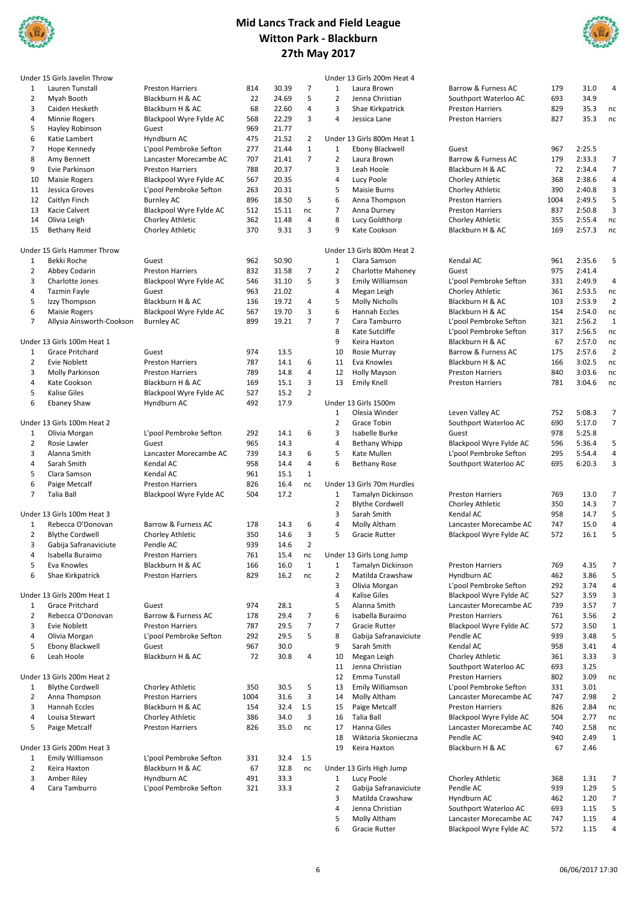# Mid Lancs Track and Field League
## Witton Park - Blackburn
## 27th May 2017

### Under 15 Girls Javelin Throw

| Pos | Name | Club | No. | Result | Pts |
|---|---|---|---|---|---|
| 1 | Lauren Tunstall | Preston Harriers | 814 | 30.39 | 7 |
| 2 | Myah Booth | Blackburn H & AC | 22 | 24.69 | 5 |
| 3 | Caiden Hesketh | Blackburn H & AC | 68 | 22.60 | 4 |
| 4 | Minnie Rogers | Blackpool Wyre Fylde AC | 568 | 22.29 | 3 |
| 5 | Hayley Robinson | Guest | 969 | 21.77 | |
| 6 | Katie Lambert | Hyndburn AC | 475 | 21.52 | 2 |
| 7 | Hope Kennedy | L'pool Pembroke Sefton | 277 | 21.44 | 1 |
| 8 | Amy Bennett | Lancaster Morecambe AC | 707 | 21.41 | 7 |
| 9 | Evie Parkinson | Preston Harriers | 788 | 20.37 | |
| 10 | Maisie Rogers | Blackpool Wyre Fylde AC | 567 | 20.35 | |
| 11 | Jessica Groves | L'pool Pembroke Sefton | 263 | 20.31 | |
| 12 | Caitlyn Finch | Burnley AC | 896 | 18.50 | 5 |
| 13 | Kacie Calvert | Blackpool Wyre Fylde AC | 512 | 15.11 | nc |
| 14 | Olivia Leigh | Chorley Athletic | 362 | 11.48 | 4 |
| 15 | Bethany Reid | Chorley Athletic | 370 | 9.31 | 3 |

### Under 15 Girls Hammer Throw

| Pos | Name | Club | No. | Result | Pts |
|---|---|---|---|---|---|
| 1 | Bekki Roche | Guest | 962 | 50.90 | |
| 2 | Abbey Codarin | Preston Harriers | 832 | 31.58 | 7 |
| 3 | Charlotte Jones | Blackpool Wyre Fylde AC | 546 | 31.10 | 5 |
| 4 | Tazmin Fayle | Guest | 963 | 21.02 | |
| 5 | Izzy Thompson | Blackburn H & AC | 136 | 19.72 | 4 |
| 6 | Maisie Rogers | Blackpool Wyre Fylde AC | 567 | 19.70 | 3 |
| 7 | Allysia Ainsworth-Cookson | Burnley AC | 899 | 19.21 | 7 |

### Under 13 Girls 100m Heat 1

| Pos | Name | Club | No. | Result | Pts |
|---|---|---|---|---|---|
| 1 | Grace Pritchard | Guest | 974 | 13.5 | |
| 2 | Evie Noblett | Preston Harriers | 787 | 14.1 | 6 |
| 3 | Molly Parkinson | Preston Harriers | 789 | 14.8 | 4 |
| 4 | Kate Cookson | Blackburn H & AC | 169 | 15.1 | 3 |
| 5 | Kalise Giles | Blackpool Wyre Fylde AC | 527 | 15.2 | 2 |
| 6 | Ebaney Shaw | Hyndburn AC | 492 | 17.9 | |

### Under 13 Girls 100m Heat 2

| Pos | Name | Club | No. | Result | Pts |
|---|---|---|---|---|---|
| 1 | Olivia Morgan | L'pool Pembroke Sefton | 292 | 14.1 | 6 |
| 2 | Rosie Lawler | Guest | 965 | 14.3 | |
| 3 | Alanna Smith | Lancaster Morecambe AC | 739 | 14.3 | 6 |
| 4 | Sarah Smith | Kendal AC | 958 | 14.4 | 4 |
| 5 | Clara Samson | Kendal AC | 961 | 15.1 | 3 |
| 6 | Paige Metcalf | Preston Harriers | 826 | 16.4 | nc |
| 7 | Talia Ball | Blackpool Wyre Fylde AC | 504 | 17.2 | |

### Under 13 Girls 100m Heat 3

| Pos | Name | Club | No. | Result | Pts |
|---|---|---|---|---|---|
| 1 | Rebecca O'Donovan | Barrow & Furness AC | 178 | 14.3 | 6 |
| 2 | Blythe Cordwell | Chorley Athletic | 350 | 14.6 | 3 |
| 3 | Gabija Safranaviciute | Pendle AC | 939 | 14.6 | 2 |
| 4 | Isabella Buraimo | Preston Harriers | 761 | 15.4 | nc |
| 5 | Eva Knowles | Blackburn H & AC | 166 | 16.0 | 1 |
| 6 | Shae Kirkpatrick | Preston Harriers | 829 | 16.2 | nc |

### Under 13 Girls 200m Heat 1

| Pos | Name | Club | No. | Result | Pts |
|---|---|---|---|---|---|
| 1 | Grace Pritchard | Guest | 974 | 28.1 | |
| 2 | Rebecca O'Donovan | Barrow & Furness AC | 178 | 29.4 | 7 |
| 3 | Evie Noblett | Preston Harriers | 787 | 29.5 | 7 |
| 4 | Olivia Morgan | L'pool Pembroke Sefton | 292 | 29.5 | 5 |
| 5 | Ebony Blackwell | Guest | 967 | 30.0 | |
| 6 | Leah Hoole | Blackburn H & AC | 72 | 30.8 | 4 |

### Under 13 Girls 200m Heat 2

| Pos | Name | Club | No. | Result | Pts |
|---|---|---|---|---|---|
| 1 | Blythe Cordwell | Chorley Athletic | 350 | 30.5 | 5 |
| 2 | Anna Thompson | Preston Harriers | 1004 | 31.6 | 3 |
| 3 | Hannah Eccles | Blackburn H & AC | 154 | 32.4 | 1.5 |
| 4 | Louisa Stewart | Chorley Athletic | 386 | 34.0 | 3 |
| 5 | Paige Metcalf | Preston Harriers | 826 | 35.0 | nc |

### Under 13 Girls 200m Heat 3

| Pos | Name | Club | No. | Result | Pts |
|---|---|---|---|---|---|
| 1 | Emily Williamson | L'pool Pembroke Sefton | 331 | 32.4 | 1.5 |
| 2 | Keira Haxton | Blackburn H & AC | 67 | 32.8 | nc |
| 3 | Amber Riley | Hyndburn AC | 491 | 33.3 | |
| 4 | Cara Tamburro | L'pool Pembroke Sefton | 321 | 33.3 | |

### Under 13 Girls 200m Heat 4

| Pos | Name | Club | No. | Result | Pts |
|---|---|---|---|---|---|
| 1 | Laura Brown | Barrow & Furness AC | 179 | 31.0 | 4 |
| 2 | Jenna Christian | Southport Waterloo AC | 693 | 34.9 | |
| 3 | Shae Kirkpatrick | Preston Harriers | 829 | 35.3 | nc |
| 4 | Jessica Lane | Preston Harriers | 827 | 35.3 | nc |

### Under 13 Girls 800m Heat 1

| Pos | Name | Club | No. | Result | Pts |
|---|---|---|---|---|---|
| 1 | Ebony Blackwell | Guest | 967 | 2:25.5 | |
| 2 | Laura Brown | Barrow & Furness AC | 179 | 2:33.3 | 7 |
| 3 | Leah Hoole | Blackburn H & AC | 72 | 2:34.4 | 7 |
| 4 | Lucy Poole | Chorley Athletic | 368 | 2:38.6 | 4 |
| 5 | Maisie Burns | Chorley Athletic | 390 | 2:40.8 | 3 |
| 6 | Anna Thompson | Preston Harriers | 1004 | 2:49.5 | 5 |
| 7 | Anna Durney | Preston Harriers | 837 | 2:50.8 | 3 |
| 8 | Lucy Goldthorp | Chorley Athletic | 355 | 2:55.4 | nc |
| 9 | Kate Cookson | Blackburn H & AC | 169 | 2:57.3 | nc |

### Under 13 Girls 800m Heat 2

| Pos | Name | Club | No. | Result | Pts |
|---|---|---|---|---|---|
| 1 | Clara Samson | Kendal AC | 961 | 2:35.6 | 5 |
| 2 | Charlotte Mahoney | Guest | 975 | 2:41.4 | |
| 3 | Emily Williamson | L'pool Pembroke Sefton | 331 | 2:49.9 | 4 |
| 4 | Megan Leigh | Chorley Athletic | 361 | 2:53.5 | nc |
| 5 | Molly Nicholls | Blackburn H & AC | 103 | 2:53.9 | 2 |
| 6 | Hannah Eccles | Blackburn H & AC | 154 | 2:54.0 | nc |
| 7 | Cara Tamburro | L'pool Pembroke Sefton | 321 | 2:56.2 | 1 |
| 8 | Kate Sutcliffe | L'pool Pembroke Sefton | 317 | 2:56.5 | nc |
| 9 | Keira Haxton | Blackburn H & AC | 67 | 2:57.0 | nc |
| 10 | Rosie Murray | Barrow & Furness AC | 175 | 2:57.6 | 2 |
| 11 | Eva Knowles | Blackburn H & AC | 166 | 3:02.5 | nc |
| 12 | Holly Mayson | Preston Harriers | 840 | 3:03.6 | nc |
| 13 | Emily Knell | Preston Harriers | 781 | 3:04.6 | nc |

### Under 13 Girls 1500m

| Pos | Name | Club | No. | Result | Pts |
|---|---|---|---|---|---|
| 1 | Olesia Winder | Leven Valley AC | 752 | 5:08.3 | 7 |
| 2 | Grace Tobin | Southport Waterloo AC | 690 | 5:17.0 | 7 |
| 3 | Isabelle Burke | Guest | 978 | 5:25.8 | |
| 4 | Bethany Whipp | Blackpool Wyre Fylde AC | 596 | 5:36.4 | 5 |
| 5 | Kate Mullen | L'pool Pembroke Sefton | 295 | 5:54.4 | 4 |
| 6 | Bethany Rose | Southport Waterloo AC | 695 | 6:20.3 | 3 |

### Under 13 Girls 70m Hurdles

| Pos | Name | Club | No. | Result | Pts |
|---|---|---|---|---|---|
| 1 | Tamalyn Dickinson | Preston Harriers | 769 | 13.0 | 7 |
| 2 | Blythe Cordwell | Chorley Athletic | 350 | 14.3 | 7 |
| 3 | Sarah Smith | Kendal AC | 958 | 14.7 | 5 |
| 4 | Molly Altham | Lancaster Morecambe AC | 747 | 15.0 | 4 |
| 5 | Gracie Rutter | Blackpool Wyre Fylde AC | 572 | 16.1 | 5 |

### Under 13 Girls Long Jump

| Pos | Name | Club | No. | Result | Pts |
|---|---|---|---|---|---|
| 1 | Tamalyn Dickinson | Preston Harriers | 769 | 4.35 | 7 |
| 2 | Matilda Crawshaw | Hyndburn AC | 462 | 3.86 | 5 |
| 3 | Olivia Morgan | L'pool Pembroke Sefton | 292 | 3.74 | 4 |
| 4 | Kalise Giles | Blackpool Wyre Fylde AC | 527 | 3.59 | 3 |
| 5 | Alanna Smith | Lancaster Morecambe AC | 739 | 3.57 | 7 |
| 6 | Isabella Buraimo | Preston Harriers | 761 | 3.56 | 2 |
| 7 | Gracie Rutter | Blackpool Wyre Fylde AC | 572 | 3.50 | 1 |
| 8 | Gabija Safranaviciute | Pendle AC | 939 | 3.48 | 5 |
| 9 | Sarah Smith | Kendal AC | 958 | 3.41 | 4 |
| 10 | Megan Leigh | Chorley Athletic | 361 | 3.33 | 3 |
| 11 | Jenna Christian | Southport Waterloo AC | 693 | 3.25 | |
| 12 | Emma Tunstall | Preston Harriers | 802 | 3.09 | nc |
| 13 | Emily Williamson | L'pool Pembroke Sefton | 331 | 3.01 | |
| 14 | Molly Altham | Lancaster Morecambe AC | 747 | 2.98 | 2 |
| 15 | Paige Metcalf | Preston Harriers | 826 | 2.84 | nc |
| 16 | Talia Ball | Blackpool Wyre Fylde AC | 504 | 2.77 | nc |
| 17 | Hanna Giles | Lancaster Morecambe AC | 740 | 2.58 | nc |
| 18 | Wiktoria Skonieczna | Pendle AC | 940 | 2.49 | 1 |
| 19 | Keira Haxton | Blackburn H & AC | 67 | 2.46 | |

### Under 13 Girls High Jump

| Pos | Name | Club | No. | Result | Pts |
|---|---|---|---|---|---|
| 1 | Lucy Poole | Chorley Athletic | 368 | 1.31 | 7 |
| 2 | Gabija Safranaviciute | Pendle AC | 939 | 1.29 | 5 |
| 3 | Matilda Crawshaw | Hyndburn AC | 462 | 1.20 | 7 |
| 4 | Jenna Christian | Southport Waterloo AC | 693 | 1.15 | 5 |
| 5 | Molly Altham | Lancaster Morecambe AC | 747 | 1.15 | 4 |
| 6 | Gracie Rutter | Blackpool Wyre Fylde AC | 572 | 1.15 | 4 |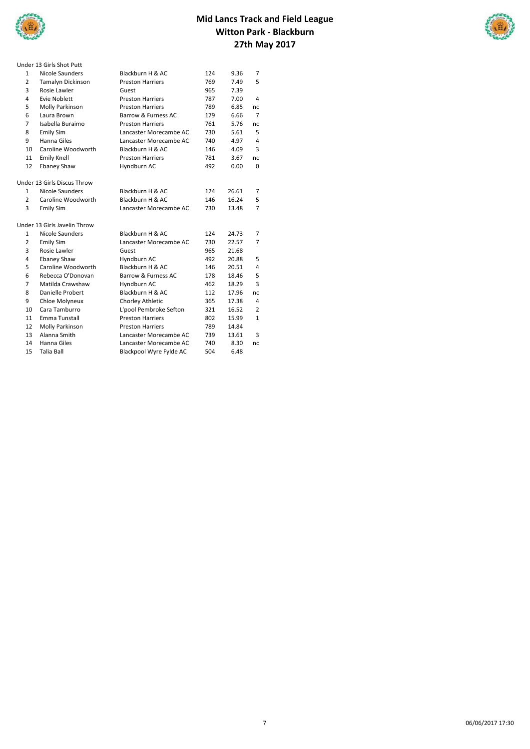# Mid Lancs Track and Field League
## Witton Park - Blackburn
## 27th May 2017

### Under 13 Girls Shot Putt

| | | | | | |
|---|---|---|---|---|---|
| 1 | Nicole Saunders | Blackburn H & AC | 124 | 9.36 | 7 |
| 2 | Tamalyn Dickinson | Preston Harriers | 769 | 7.49 | 5 |
| 3 | Rosie Lawler | Guest | 965 | 7.39 | |
| 4 | Evie Noblett | Preston Harriers | 787 | 7.00 | 4 |
| 5 | Molly Parkinson | Preston Harriers | 789 | 6.85 | nc |
| 6 | Laura Brown | Barrow & Furness AC | 179 | 6.66 | 7 |
| 7 | Isabella Buraimo | Preston Harriers | 761 | 5.76 | nc |
| 8 | Emily Sim | Lancaster Morecambe AC | 730 | 5.61 | 5 |
| 9 | Hanna Giles | Lancaster Morecambe AC | 740 | 4.97 | 4 |
| 10 | Caroline Woodworth | Blackburn H & AC | 146 | 4.09 | 3 |
| 11 | Emily Knell | Preston Harriers | 781 | 3.67 | nc |
| 12 | Ebaney Shaw | Hyndburn AC | 492 | 0.00 | 0 |

### Under 13 Girls Discus Throw

| | | | | | |
|---|---|---|---|---|---|
| 1 | Nicole Saunders | Blackburn H & AC | 124 | 26.61 | 7 |
| 2 | Caroline Woodworth | Blackburn H & AC | 146 | 16.24 | 5 |
| 3 | Emily Sim | Lancaster Morecambe AC | 730 | 13.48 | 7 |

### Under 13 Girls Javelin Throw

| | | | | | |
|---|---|---|---|---|---|
| 1 | Nicole Saunders | Blackburn H & AC | 124 | 24.73 | 7 |
| 2 | Emily Sim | Lancaster Morecambe AC | 730 | 22.57 | 7 |
| 3 | Rosie Lawler | Guest | 965 | 21.68 | |
| 4 | Ebaney Shaw | Hyndburn AC | 492 | 20.88 | 5 |
| 5 | Caroline Woodworth | Blackburn H & AC | 146 | 20.51 | 4 |
| 6 | Rebecca O'Donovan | Barrow & Furness AC | 178 | 18.46 | 5 |
| 7 | Matilda Crawshaw | Hyndburn AC | 462 | 18.29 | 3 |
| 8 | Danielle Probert | Blackburn H & AC | 112 | 17.96 | nc |
| 9 | Chloe Molyneux | Chorley Athletic | 365 | 17.38 | 4 |
| 10 | Cara Tamburro | L'pool Pembroke Sefton | 321 | 16.52 | 2 |
| 11 | Emma Tunstall | Preston Harriers | 802 | 15.99 | 1 |
| 12 | Molly Parkinson | Preston Harriers | 789 | 14.84 | |
| 13 | Alanna Smith | Lancaster Morecambe AC | 739 | 13.61 | 3 |
| 14 | Hanna Giles | Lancaster Morecambe AC | 740 | 8.30 | nc |
| 15 | Talia Ball | Blackpool Wyre Fylde AC | 504 | 6.48 | |

06/06/2017 17:30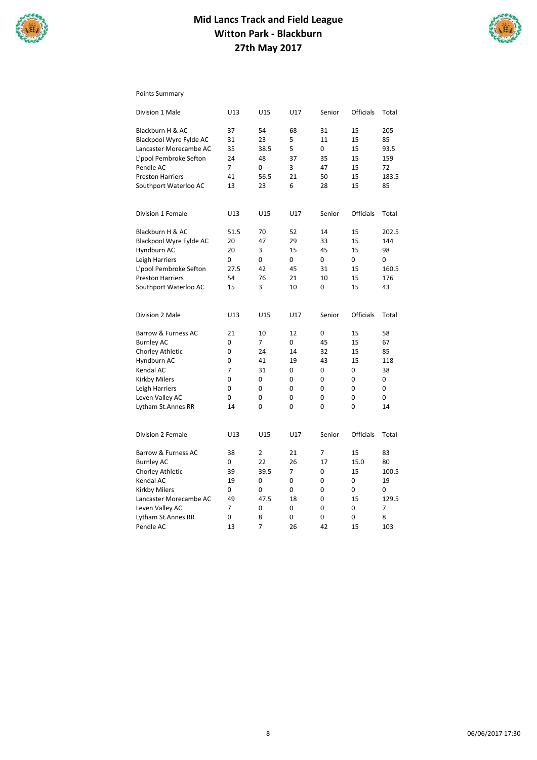# Mid Lancs Track and Field League
# Witton Park - Blackburn
# 27th May 2017

Points Summary

| Division 1 Male | U13 | U15 | U17 | Senior | Officials | Total |
|---|---|---|---|---|---|---|
| Blackburn H & AC | 37 | 54 | 68 | 31 | 15 | 205 |
| Blackpool Wyre Fylde AC | 31 | 23 | 5 | 11 | 15 | 85 |
| Lancaster Morecambe AC | 35 | 38.5 | 5 | 0 | 15 | 93.5 |
| L'pool Pembroke Sefton | 24 | 48 | 37 | 35 | 15 | 159 |
| Pendle AC | 7 | 0 | 3 | 47 | 15 | 72 |
| Preston Harriers | 41 | 56.5 | 21 | 50 | 15 | 183.5 |
| Southport Waterloo AC | 13 | 23 | 6 | 28 | 15 | 85 |

| Division 1 Female | U13 | U15 | U17 | Senior | Officials | Total |
|---|---|---|---|---|---|---|
| Blackburn H & AC | 51.5 | 70 | 52 | 14 | 15 | 202.5 |
| Blackpool Wyre Fylde AC | 20 | 47 | 29 | 33 | 15 | 144 |
| Hyndburn AC | 20 | 3 | 15 | 45 | 15 | 98 |
| Leigh Harriers | 0 | 0 | 0 | 0 | 0 | 0 |
| L'pool Pembroke Sefton | 27.5 | 42 | 45 | 31 | 15 | 160.5 |
| Preston Harriers | 54 | 76 | 21 | 10 | 15 | 176 |
| Southport Waterloo AC | 15 | 3 | 10 | 0 | 15 | 43 |

| Division 2 Male | U13 | U15 | U17 | Senior | Officials | Total |
|---|---|---|---|---|---|---|
| Barrow & Furness AC | 21 | 10 | 12 | 0 | 15 | 58 |
| Burnley AC | 0 | 7 | 0 | 45 | 15 | 67 |
| Chorley Athletic | 0 | 24 | 14 | 32 | 15 | 85 |
| Hyndburn AC | 0 | 41 | 19 | 43 | 15 | 118 |
| Kendal AC | 7 | 31 | 0 | 0 | 0 | 38 |
| Kirkby Milers | 0 | 0 | 0 | 0 | 0 | 0 |
| Leigh Harriers | 0 | 0 | 0 | 0 | 0 | 0 |
| Leven Valley AC | 0 | 0 | 0 | 0 | 0 | 0 |
| Lytham St.Annes RR | 14 | 0 | 0 | 0 | 0 | 14 |

| Division 2 Female | U13 | U15 | U17 | Senior | Officials | Total |
|---|---|---|---|---|---|---|
| Barrow & Furness AC | 38 | 2 | 21 | 7 | 15 | 83 |
| Burnley AC | 0 | 22 | 26 | 17 | 15.0 | 80 |
| Chorley Athletic | 39 | 39.5 | 7 | 0 | 15 | 100.5 |
| Kendal AC | 19 | 0 | 0 | 0 | 0 | 19 |
| Kirkby Milers | 0 | 0 | 0 | 0 | 0 | 0 |
| Lancaster Morecambe AC | 49 | 47.5 | 18 | 0 | 15 | 129.5 |
| Leven Valley AC | 7 | 0 | 0 | 0 | 0 | 7 |
| Lytham St.Annes RR | 0 | 8 | 0 | 0 | 0 | 8 |
| Pendle AC | 13 | 7 | 26 | 42 | 15 | 103 |

06/06/2017 17:30